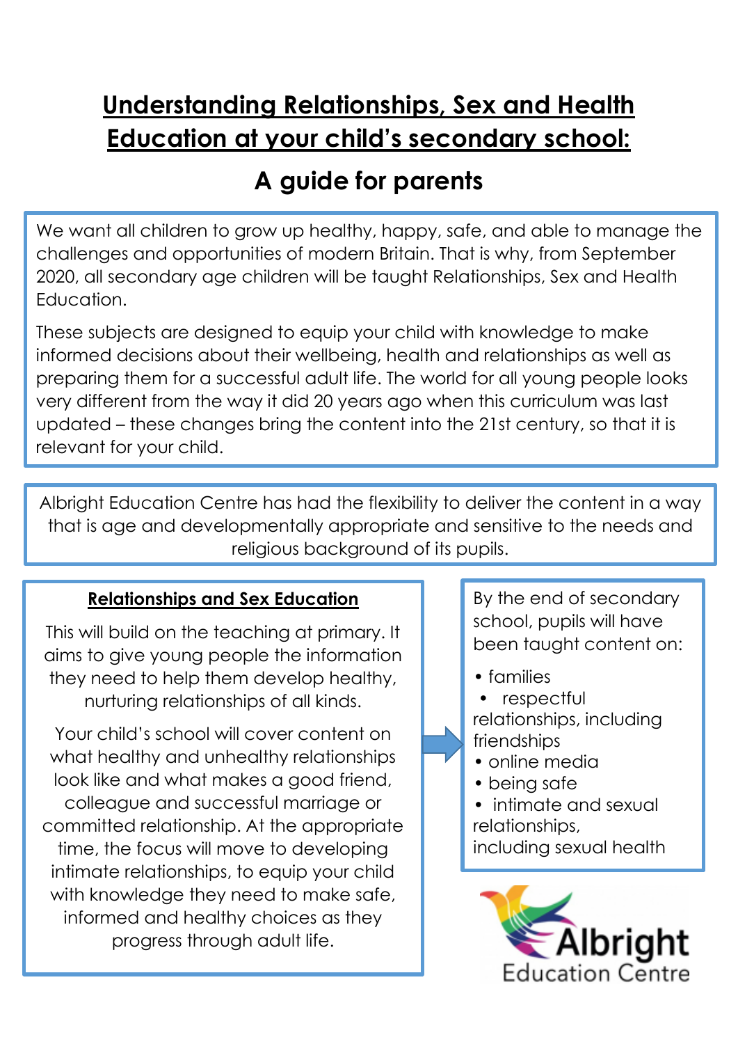# Understanding Relationships, Sex and Health Education at your child's secondary school:

## A guide for parents

We want all children to grow up healthy, happy, safe, and able to manage the challenges and opportunities of modern Britain. That is why, from September 2020, all secondary age children will be taught Relationships, Sex and Health Education.

These subjects are designed to equip your child with knowledge to make informed decisions about their wellbeing, health and relationships as well as preparing them for a successful adult life. The world for all young people looks very different from the way it did 20 years ago when this curriculum was last updated – these changes bring the content into the 21st century, so that it is relevant for your child.

Albright Education Centre has had the flexibility to deliver the content in a way that is age and developmentally appropriate and sensitive to the needs and religious background of its pupils.

### Relationships and Sex Education

This will build on the teaching at primary. It aims to give young people the information they need to help them develop healthy, nurturing relationships of all kinds.

Your child's school will cover content on what healthy and unhealthy relationships look like and what makes a good friend, colleague and successful marriage or committed relationship. At the appropriate time, the focus will move to developing intimate relationships, to equip your child with knowledge they need to make safe, informed and healthy choices as they progress through adult life.

By the end of secondary school, pupils will have been taught content on:

- families
- respectful relationships, including friendships
- online media
- being safe
- intimate and sexual relationships, including sexual health

Albright Education Centre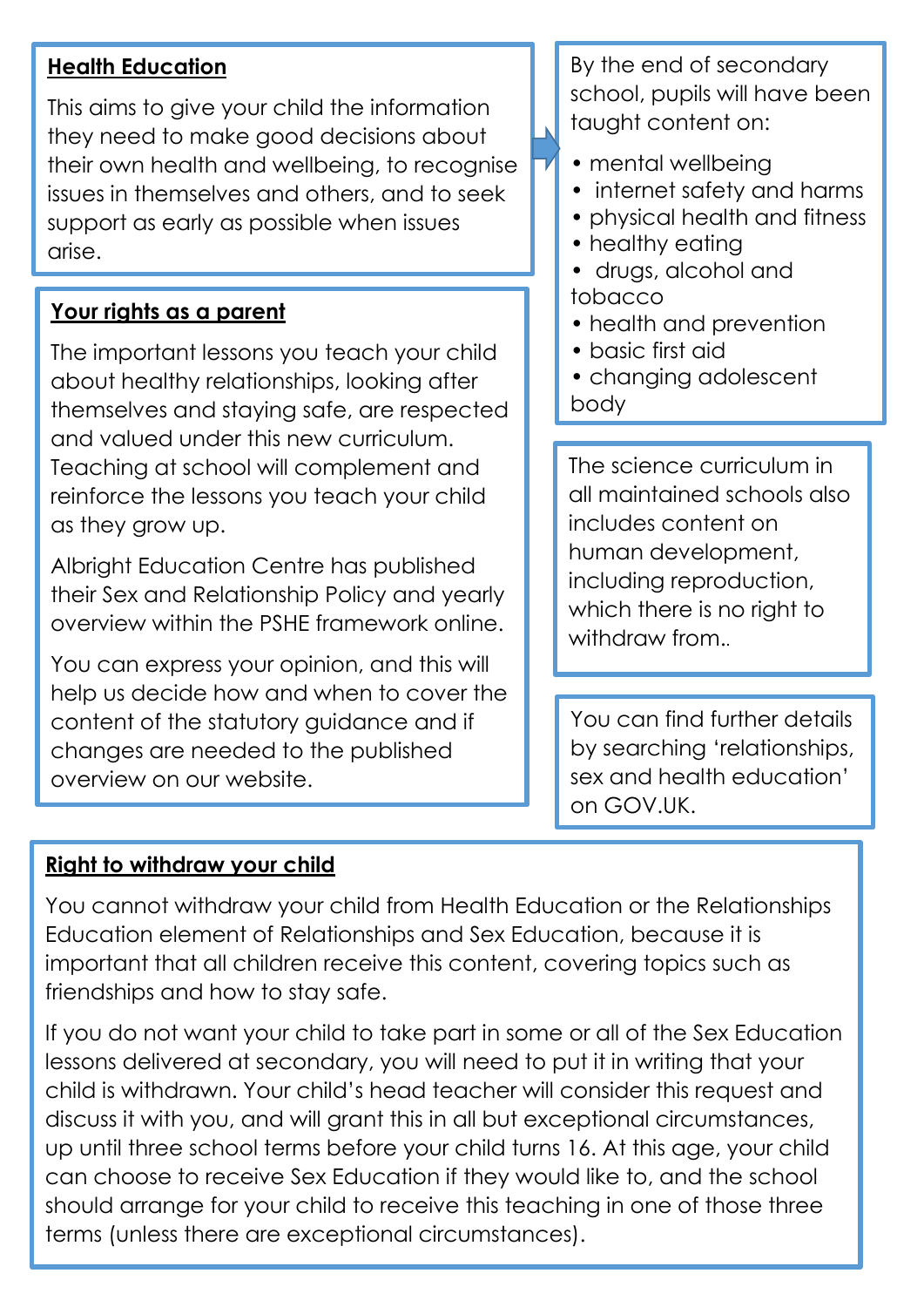## Health Education

This aims to give your child the information they need to make good decisions about their own health and wellbeing, to recognise issues in themselves and others, and to seek support as early as possible when issues arise.

By the end of secondary school, pupils will have been taught content on:

- mental wellbeing
- internet safety and harms
- physical health and fitness
- healthy eating
- drugs, alcohol and tobacco
- health and prevention
- basic first aid
- changing adolescent body

## Your rights as a parent

The important lessons you teach your child about healthy relationships, looking after themselves and staying safe, are respected and valued under this new curriculum. Teaching at school will complement and reinforce the lessons you teach your child as they grow up.

Albright Education Centre has published their Sex and Relationship Policy and yearly overview within the PSHE framework online.

You can express your opinion, and this will help us decide how and when to cover the content of the statutory guidance and if changes are needed to the published overview on our website.

The science curriculum in all maintained schools also includes content on human development, including reproduction, which there is no right to withdraw from..

You can find further details by searching 'relationships, sex and health education' on GOV.UK.

## Right to withdraw your child

You cannot withdraw your child from Health Education or the Relationships Education element of Relationships and Sex Education, because it is important that all children receive this content, covering topics such as friendships and how to stay safe.

If you do not want your child to take part in some or all of the Sex Education lessons delivered at secondary, you will need to put it in writing that your child is withdrawn. Your child's head teacher will consider this request and discuss it with you, and will grant this in all but exceptional circumstances, up until three school terms before your child turns 16. At this age, your child can choose to receive Sex Education if they would like to, and the school should arrange for your child to receive this teaching in one of those three terms (unless there are exceptional circumstances).